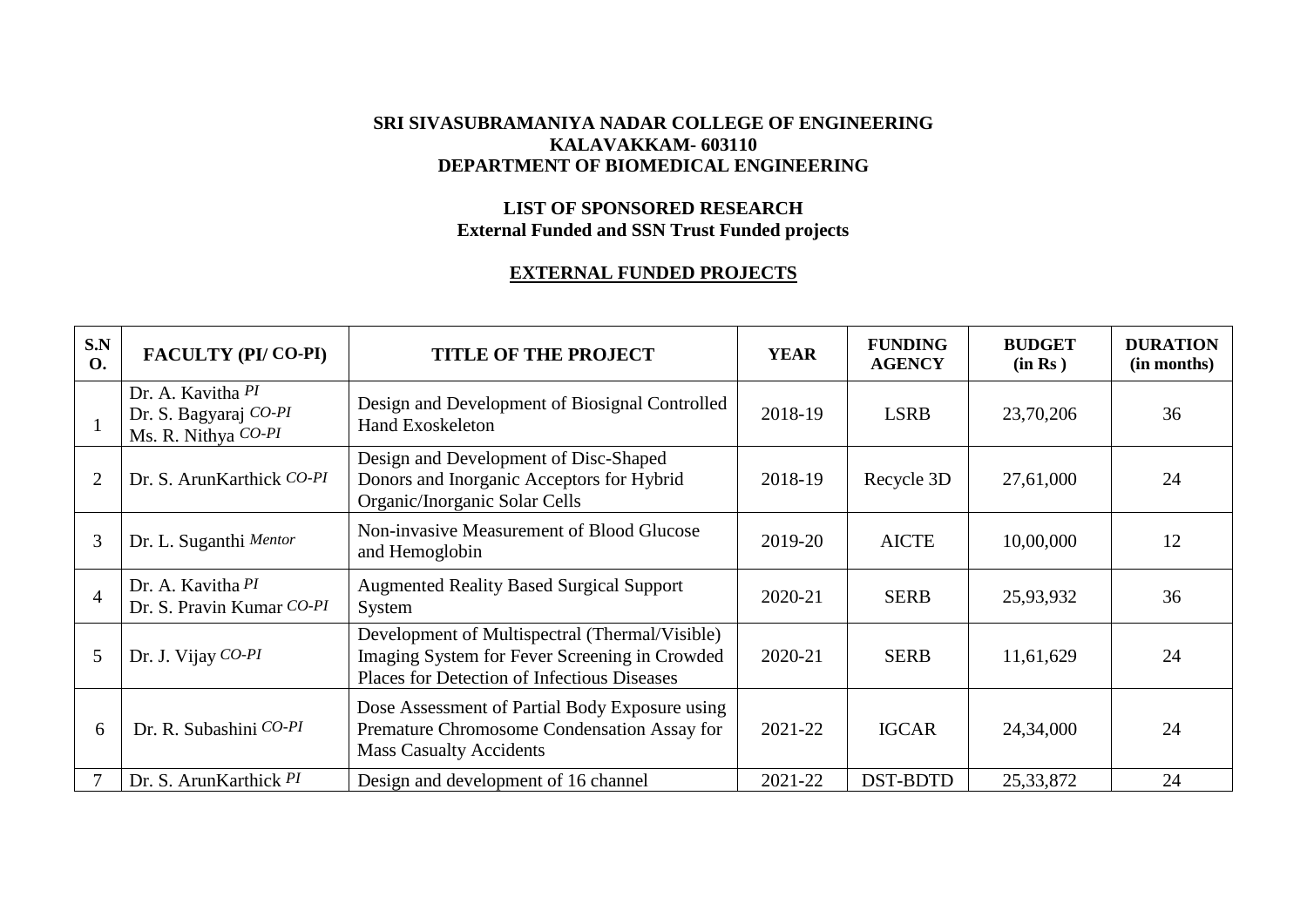**SRI SIVASUBRAMANIYA NADAR COLLEGE OF ENGINEERING**
**KALAVAKKAM- 603110**
**DEPARTMENT OF BIOMEDICAL ENGINEERING**

**LIST OF SPONSORED RESEARCH**
**External Funded and SSN Trust Funded projects**

## EXTERNAL FUNDED PROJECTS

| S.NO. | FACULTY (PI/ CO-PI) | TITLE OF THE PROJECT | YEAR | FUNDING AGENCY | BUDGET (in Rs ) | DURATION (in months) |
|---|---|---|---|---|---|---|
| 1 | Dr. A. Kavitha *PI*<br>Dr. S. Bagyaraj *CO-PI*<br>Ms. R. Nithya *CO-PI* | Design and Development of Biosignal Controlled Hand Exoskeleton | 2018-19 | LSRB | 23,70,206 | 36 |
| 2 | Dr. S. ArunKarthick *CO-PI* | Design and Development of Disc-Shaped Donors and Inorganic Acceptors for Hybrid Organic/Inorganic Solar Cells | 2018-19 | Recycle 3D | 27,61,000 | 24 |
| 3 | Dr. L. Suganthi *Mentor* | Non-invasive Measurement of Blood Glucose and Hemoglobin | 2019-20 | AICTE | 10,00,000 | 12 |
| 4 | Dr. A. Kavitha *PI*<br>Dr. S. Pravin Kumar *CO-PI* | Augmented Reality Based Surgical Support System | 2020-21 | SERB | 25,93,932 | 36 |
| 5 | Dr. J. Vijay *CO-PI* | Development of Multispectral (Thermal/Visible) Imaging System for Fever Screening in Crowded Places for Detection of Infectious Diseases | 2020-21 | SERB | 11,61,629 | 24 |
| 6 | Dr. R. Subashini *CO-PI* | Dose Assessment of Partial Body Exposure using Premature Chromosome Condensation Assay for Mass Casualty Accidents | 2021-22 | IGCAR | 24,34,000 | 24 |
| 7 | Dr. S. ArunKarthick *PI* | Design and development of 16 channel | 2021-22 | DST-BDTD | 25,33,872 | 24 |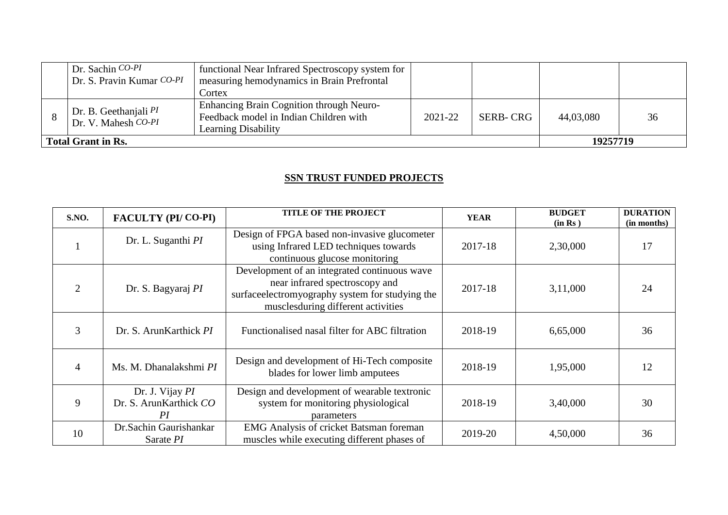| | Dr. Sachin *CO-PI*<br>Dr. S. Pravin Kumar *CO-PI* | functional Near Infrared Spectroscopy system for measuring hemodynamics in Brain Prefrontal Cortex | | | | |
|---|---|---|---|---|---|---|
| 8 | Dr. B. Geethanjali *PI*<br>Dr. V. Mahesh *CO-PI* | Enhancing Brain Cognition through Neuro-Feedback model in Indian Children with Learning Disability | 2021-22 | SERB- CRG | 44,03,080 | 36 |
| **Total Grant in Rs.** | | | | | **19257719** | |

## SSN TRUST FUNDED PROJECTS

| S.NO. | FACULTY (PI/ CO-PI) | TITLE OF THE PROJECT | YEAR | BUDGET (in Rs ) | DURATION (in months) |
|---|---|---|---|---|---|
| 1 | Dr. L. Suganthi *PI* | Design of FPGA based non-invasive glucometer using Infrared LED techniques towards continuous glucose monitoring | 2017-18 | 2,30,000 | 17 |
| 2 | Dr. S. Bagyaraj *PI* | Development of an integrated continuous wave near infrared spectroscopy and surfaceelectromyography system for studying the musclesduring different activities | 2017-18 | 3,11,000 | 24 |
| 3 | Dr. S. ArunKarthick *PI* | Functionalised nasal filter for ABC filtration | 2018-19 | 6,65,000 | 36 |
| 4 | Ms. M. Dhanalakshmi *PI* | Design and development of Hi-Tech composite blades for lower limb amputees | 2018-19 | 1,95,000 | 12 |
| 9 | Dr. J. Vijay *PI*<br>Dr. S. ArunKarthick *CO PI* | Design and development of wearable textronic system for monitoring physiological parameters | 2018-19 | 3,40,000 | 30 |
| 10 | Dr.Sachin Gaurishankar Sarate *PI* | EMG Analysis of cricket Batsman foreman muscles while executing different phases of | 2019-20 | 4,50,000 | 36 |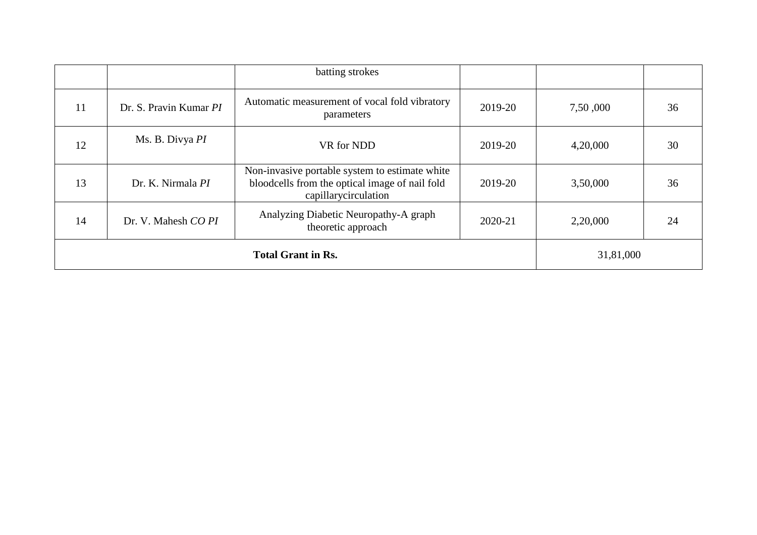| | | | | | |
|---|---|---|---|---|---|
| | | batting strokes | | | |
| 11 | Dr. S. Pravin Kumar *PI* | Automatic measurement of vocal fold vibratory parameters | 2019-20 | 7,50 ,000 | 36 |
| 12 | Ms. B. Divya *PI* | VR for NDD | 2019-20 | 4,20,000 | 30 |
| 13 | Dr. K. Nirmala *PI* | Non-invasive portable system to estimate white bloodcells from the optical image of nail fold capillarycirculation | 2019-20 | 3,50,000 | 36 |
| 14 | Dr. V. Mahesh *CO PI* | Analyzing Diabetic Neuropathy-A graph theoretic approach | 2020-21 | 2,20,000 | 24 |
| **Total Grant in Rs.** | | | | 31,81,000 | |